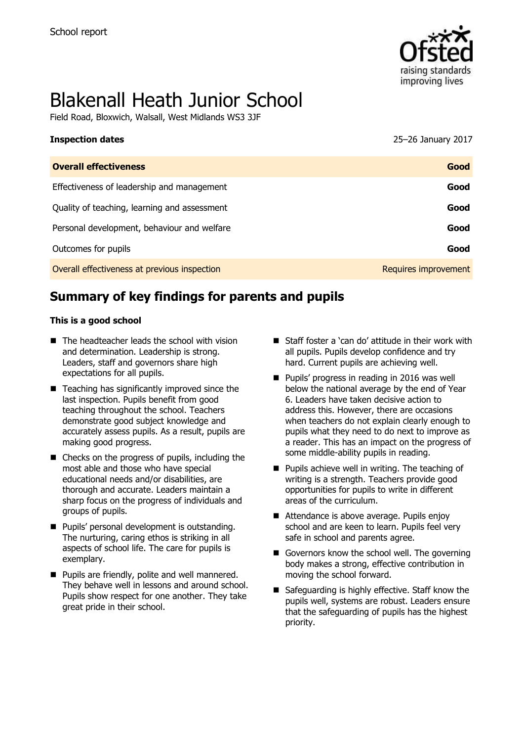School report

# Blakenall Heath Junior School

Field Road, Bloxwich, Walsall, West Midlands WS3 3JF

**Inspection dates** 25–26 January 2017

| **Overall effectiveness** | **Good** |
|---|---|
| Effectiveness of leadership and management | **Good** |
| Quality of teaching, learning and assessment | **Good** |
| Personal development, behaviour and welfare | **Good** |
| Outcomes for pupils | **Good** |
| Overall effectiveness at previous inspection | Requires improvement |

## Summary of key findings for parents and pupils

**This is a good school**

- The headteacher leads the school with vision and determination. Leadership is strong. Leaders, staff and governors share high expectations for all pupils.
- Teaching has significantly improved since the last inspection. Pupils benefit from good teaching throughout the school. Teachers demonstrate good subject knowledge and accurately assess pupils. As a result, pupils are making good progress.
- Checks on the progress of pupils, including the most able and those who have special educational needs and/or disabilities, are thorough and accurate. Leaders maintain a sharp focus on the progress of individuals and groups of pupils.
- Pupils' personal development is outstanding. The nurturing, caring ethos is striking in all aspects of school life. The care for pupils is exemplary.
- Pupils are friendly, polite and well mannered. They behave well in lessons and around school. Pupils show respect for one another. They take great pride in their school.
- Staff foster a 'can do' attitude in their work with all pupils. Pupils develop confidence and try hard. Current pupils are achieving well.
- Pupils' progress in reading in 2016 was well below the national average by the end of Year 6. Leaders have taken decisive action to address this. However, there are occasions when teachers do not explain clearly enough to pupils what they need to do next to improve as a reader. This has an impact on the progress of some middle-ability pupils in reading.
- Pupils achieve well in writing. The teaching of writing is a strength. Teachers provide good opportunities for pupils to write in different areas of the curriculum.
- Attendance is above average. Pupils enjoy school and are keen to learn. Pupils feel very safe in school and parents agree.
- Governors know the school well. The governing body makes a strong, effective contribution in moving the school forward.
- Safeguarding is highly effective. Staff know the pupils well, systems are robust. Leaders ensure that the safeguarding of pupils has the highest priority.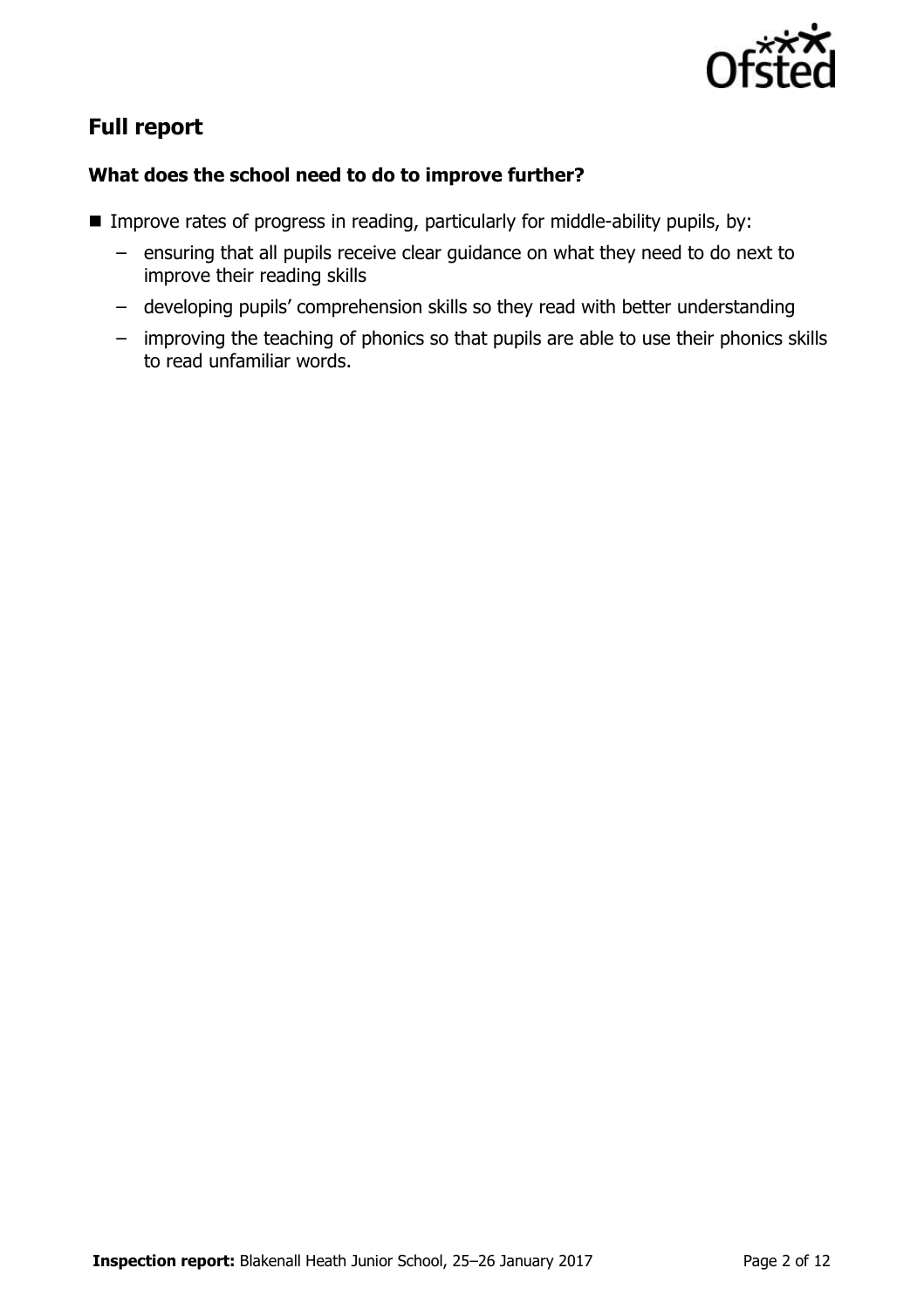## Full report

### What does the school need to do to improve further?

- Improve rates of progress in reading, particularly for middle-ability pupils, by:
  - ensuring that all pupils receive clear guidance on what they need to do next to improve their reading skills
  - developing pupils' comprehension skills so they read with better understanding
  - improving the teaching of phonics so that pupils are able to use their phonics skills to read unfamiliar words.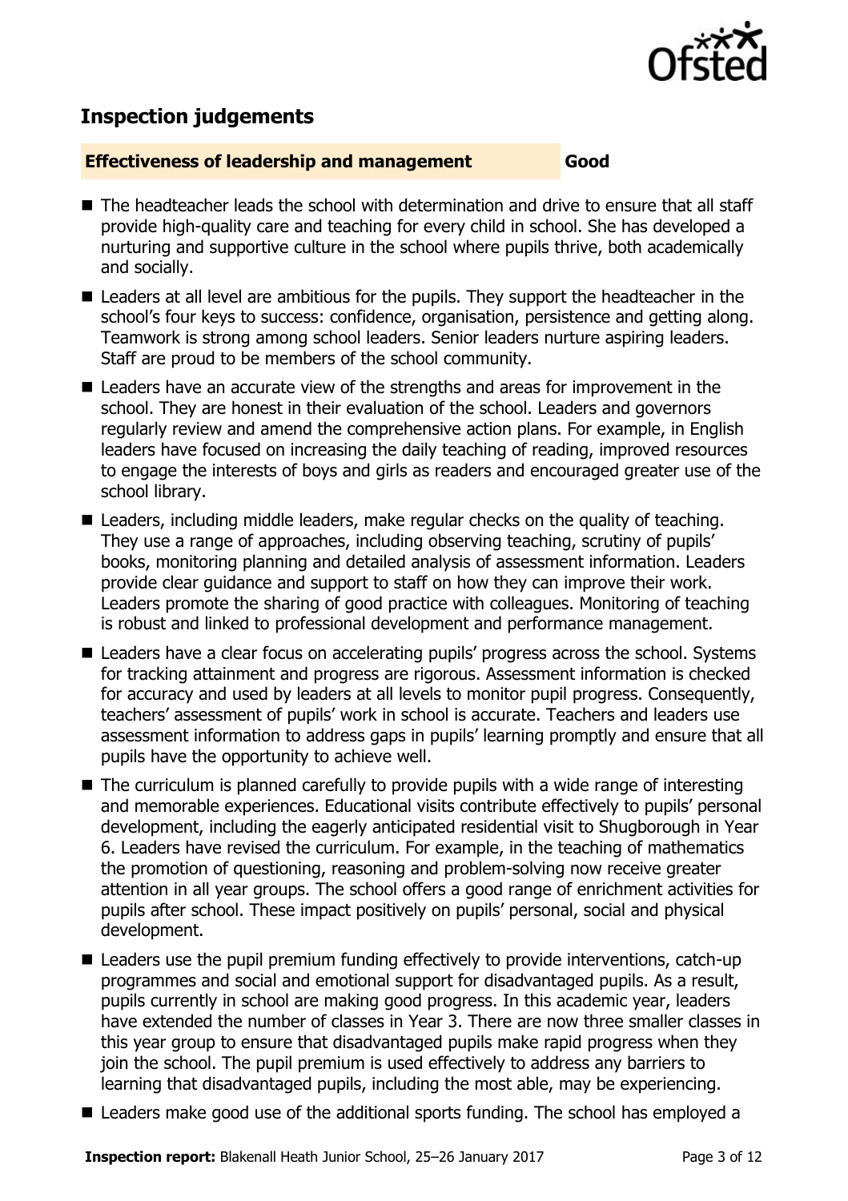## Inspection judgements

**Effectiveness of leadership and management** **Good**

- The headteacher leads the school with determination and drive to ensure that all staff provide high-quality care and teaching for every child in school. She has developed a nurturing and supportive culture in the school where pupils thrive, both academically and socially.
- Leaders at all level are ambitious for the pupils. They support the headteacher in the school's four keys to success: confidence, organisation, persistence and getting along. Teamwork is strong among school leaders. Senior leaders nurture aspiring leaders. Staff are proud to be members of the school community.
- Leaders have an accurate view of the strengths and areas for improvement in the school. They are honest in their evaluation of the school. Leaders and governors regularly review and amend the comprehensive action plans. For example, in English leaders have focused on increasing the daily teaching of reading, improved resources to engage the interests of boys and girls as readers and encouraged greater use of the school library.
- Leaders, including middle leaders, make regular checks on the quality of teaching. They use a range of approaches, including observing teaching, scrutiny of pupils' books, monitoring planning and detailed analysis of assessment information. Leaders provide clear guidance and support to staff on how they can improve their work. Leaders promote the sharing of good practice with colleagues. Monitoring of teaching is robust and linked to professional development and performance management.
- Leaders have a clear focus on accelerating pupils' progress across the school. Systems for tracking attainment and progress are rigorous. Assessment information is checked for accuracy and used by leaders at all levels to monitor pupil progress. Consequently, teachers' assessment of pupils' work in school is accurate. Teachers and leaders use assessment information to address gaps in pupils' learning promptly and ensure that all pupils have the opportunity to achieve well.
- The curriculum is planned carefully to provide pupils with a wide range of interesting and memorable experiences. Educational visits contribute effectively to pupils' personal development, including the eagerly anticipated residential visit to Shugborough in Year 6. Leaders have revised the curriculum. For example, in the teaching of mathematics the promotion of questioning, reasoning and problem-solving now receive greater attention in all year groups. The school offers a good range of enrichment activities for pupils after school. These impact positively on pupils' personal, social and physical development.
- Leaders use the pupil premium funding effectively to provide interventions, catch-up programmes and social and emotional support for disadvantaged pupils. As a result, pupils currently in school are making good progress. In this academic year, leaders have extended the number of classes in Year 3. There are now three smaller classes in this year group to ensure that disadvantaged pupils make rapid progress when they join the school. The pupil premium is used effectively to address any barriers to learning that disadvantaged pupils, including the most able, may be experiencing.
- Leaders make good use of the additional sports funding. The school has employed a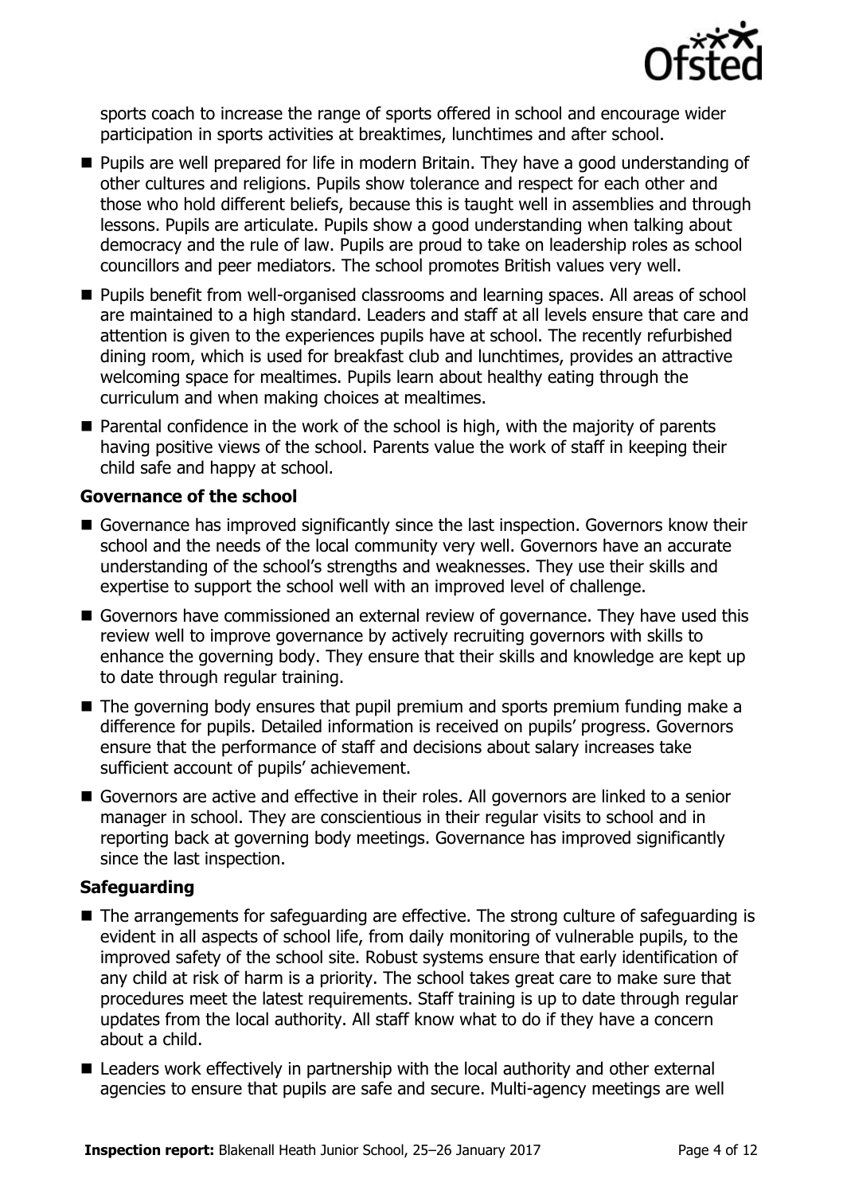sports coach to increase the range of sports offered in school and encourage wider participation in sports activities at breaktimes, lunchtimes and after school.

- Pupils are well prepared for life in modern Britain. They have a good understanding of other cultures and religions. Pupils show tolerance and respect for each other and those who hold different beliefs, because this is taught well in assemblies and through lessons. Pupils are articulate. Pupils show a good understanding when talking about democracy and the rule of law. Pupils are proud to take on leadership roles as school councillors and peer mediators. The school promotes British values very well.
- Pupils benefit from well-organised classrooms and learning spaces. All areas of school are maintained to a high standard. Leaders and staff at all levels ensure that care and attention is given to the experiences pupils have at school. The recently refurbished dining room, which is used for breakfast club and lunchtimes, provides an attractive welcoming space for mealtimes. Pupils learn about healthy eating through the curriculum and when making choices at mealtimes.
- Parental confidence in the work of the school is high, with the majority of parents having positive views of the school. Parents value the work of staff in keeping their child safe and happy at school.

### Governance of the school

- Governance has improved significantly since the last inspection. Governors know their school and the needs of the local community very well. Governors have an accurate understanding of the school's strengths and weaknesses. They use their skills and expertise to support the school well with an improved level of challenge.
- Governors have commissioned an external review of governance. They have used this review well to improve governance by actively recruiting governors with skills to enhance the governing body. They ensure that their skills and knowledge are kept up to date through regular training.
- The governing body ensures that pupil premium and sports premium funding make a difference for pupils. Detailed information is received on pupils' progress. Governors ensure that the performance of staff and decisions about salary increases take sufficient account of pupils' achievement.
- Governors are active and effective in their roles. All governors are linked to a senior manager in school. They are conscientious in their regular visits to school and in reporting back at governing body meetings. Governance has improved significantly since the last inspection.

### Safeguarding

- The arrangements for safeguarding are effective. The strong culture of safeguarding is evident in all aspects of school life, from daily monitoring of vulnerable pupils, to the improved safety of the school site. Robust systems ensure that early identification of any child at risk of harm is a priority. The school takes great care to make sure that procedures meet the latest requirements. Staff training is up to date through regular updates from the local authority. All staff know what to do if they have a concern about a child.
- Leaders work effectively in partnership with the local authority and other external agencies to ensure that pupils are safe and secure. Multi-agency meetings are well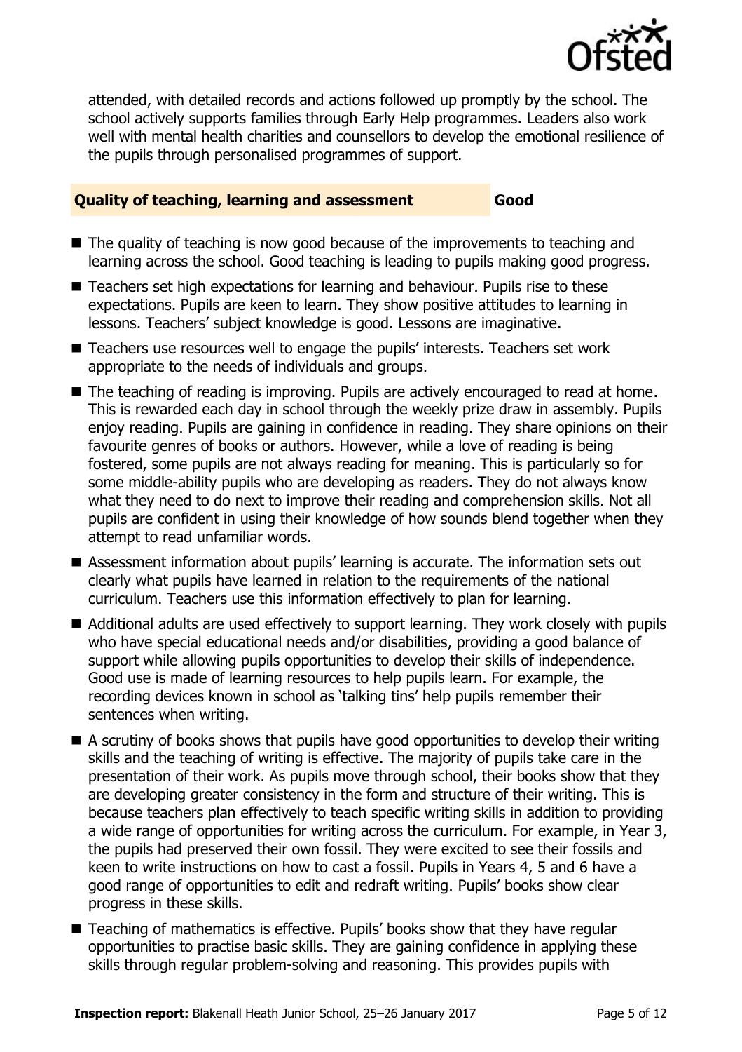attended, with detailed records and actions followed up promptly by the school. The school actively supports families through Early Help programmes. Leaders also work well with mental health charities and counsellors to develop the emotional resilience of the pupils through personalised programmes of support.

## Quality of teaching, learning and assessment — Good

- The quality of teaching is now good because of the improvements to teaching and learning across the school. Good teaching is leading to pupils making good progress.
- Teachers set high expectations for learning and behaviour. Pupils rise to these expectations. Pupils are keen to learn. They show positive attitudes to learning in lessons. Teachers' subject knowledge is good. Lessons are imaginative.
- Teachers use resources well to engage the pupils' interests. Teachers set work appropriate to the needs of individuals and groups.
- The teaching of reading is improving. Pupils are actively encouraged to read at home. This is rewarded each day in school through the weekly prize draw in assembly. Pupils enjoy reading. Pupils are gaining in confidence in reading. They share opinions on their favourite genres of books or authors. However, while a love of reading is being fostered, some pupils are not always reading for meaning. This is particularly so for some middle-ability pupils who are developing as readers. They do not always know what they need to do next to improve their reading and comprehension skills. Not all pupils are confident in using their knowledge of how sounds blend together when they attempt to read unfamiliar words.
- Assessment information about pupils' learning is accurate. The information sets out clearly what pupils have learned in relation to the requirements of the national curriculum. Teachers use this information effectively to plan for learning.
- Additional adults are used effectively to support learning. They work closely with pupils who have special educational needs and/or disabilities, providing a good balance of support while allowing pupils opportunities to develop their skills of independence. Good use is made of learning resources to help pupils learn. For example, the recording devices known in school as 'talking tins' help pupils remember their sentences when writing.
- A scrutiny of books shows that pupils have good opportunities to develop their writing skills and the teaching of writing is effective. The majority of pupils take care in the presentation of their work. As pupils move through school, their books show that they are developing greater consistency in the form and structure of their writing. This is because teachers plan effectively to teach specific writing skills in addition to providing a wide range of opportunities for writing across the curriculum. For example, in Year 3, the pupils had preserved their own fossil. They were excited to see their fossils and keen to write instructions on how to cast a fossil. Pupils in Years 4, 5 and 6 have a good range of opportunities to edit and redraft writing. Pupils' books show clear progress in these skills.
- Teaching of mathematics is effective. Pupils' books show that they have regular opportunities to practise basic skills. They are gaining confidence in applying these skills through regular problem-solving and reasoning. This provides pupils with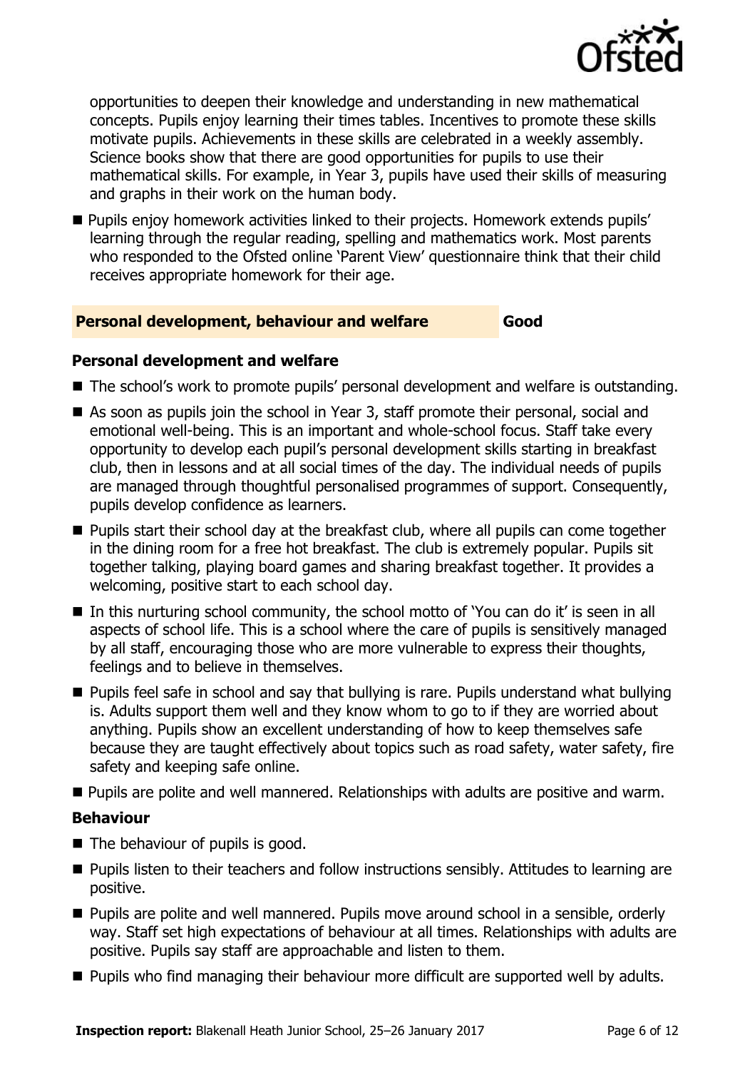opportunities to deepen their knowledge and understanding in new mathematical concepts. Pupils enjoy learning their times tables. Incentives to promote these skills motivate pupils. Achievements in these skills are celebrated in a weekly assembly. Science books show that there are good opportunities for pupils to use their mathematical skills. For example, in Year 3, pupils have used their skills of measuring and graphs in their work on the human body.

- Pupils enjoy homework activities linked to their projects. Homework extends pupils' learning through the regular reading, spelling and mathematics work. Most parents who responded to the Ofsted online 'Parent View' questionnaire think that their child receives appropriate homework for their age.

## Personal development, behaviour and welfare — Good

### Personal development and welfare

- The school's work to promote pupils' personal development and welfare is outstanding.
- As soon as pupils join the school in Year 3, staff promote their personal, social and emotional well-being. This is an important and whole-school focus. Staff take every opportunity to develop each pupil's personal development skills starting in breakfast club, then in lessons and at all social times of the day. The individual needs of pupils are managed through thoughtful personalised programmes of support. Consequently, pupils develop confidence as learners.
- Pupils start their school day at the breakfast club, where all pupils can come together in the dining room for a free hot breakfast. The club is extremely popular. Pupils sit together talking, playing board games and sharing breakfast together. It provides a welcoming, positive start to each school day.
- In this nurturing school community, the school motto of 'You can do it' is seen in all aspects of school life. This is a school where the care of pupils is sensitively managed by all staff, encouraging those who are more vulnerable to express their thoughts, feelings and to believe in themselves.
- Pupils feel safe in school and say that bullying is rare. Pupils understand what bullying is. Adults support them well and they know whom to go to if they are worried about anything. Pupils show an excellent understanding of how to keep themselves safe because they are taught effectively about topics such as road safety, water safety, fire safety and keeping safe online.
- Pupils are polite and well mannered. Relationships with adults are positive and warm.

### Behaviour

- The behaviour of pupils is good.
- Pupils listen to their teachers and follow instructions sensibly. Attitudes to learning are positive.
- Pupils are polite and well mannered. Pupils move around school in a sensible, orderly way. Staff set high expectations of behaviour at all times. Relationships with adults are positive. Pupils say staff are approachable and listen to them.
- Pupils who find managing their behaviour more difficult are supported well by adults.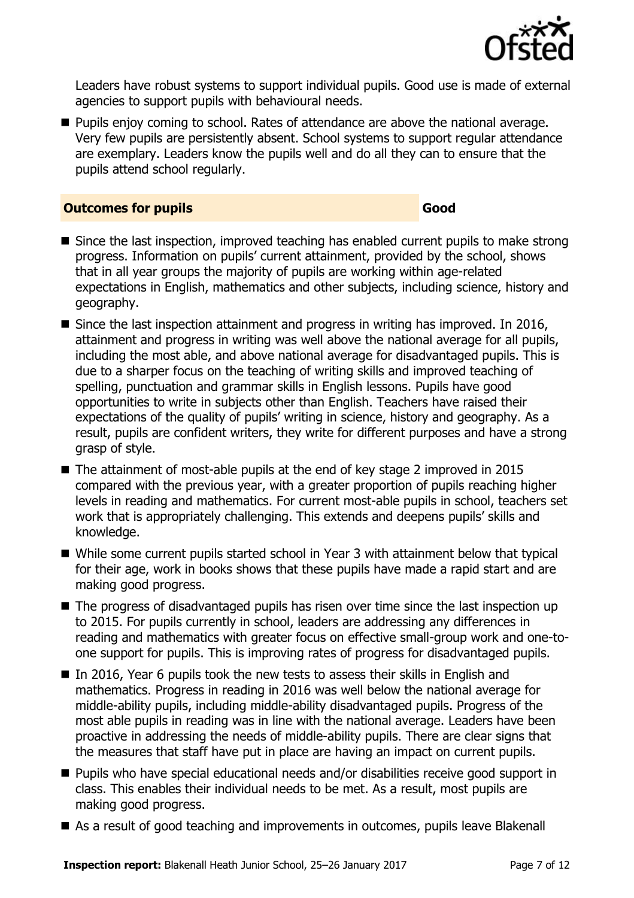Leaders have robust systems to support individual pupils. Good use is made of external agencies to support pupils with behavioural needs.

- Pupils enjoy coming to school. Rates of attendance are above the national average. Very few pupils are persistently absent. School systems to support regular attendance are exemplary. Leaders know the pupils well and do all they can to ensure that the pupils attend school regularly.

## Outcomes for pupils — Good

- Since the last inspection, improved teaching has enabled current pupils to make strong progress. Information on pupils' current attainment, provided by the school, shows that in all year groups the majority of pupils are working within age-related expectations in English, mathematics and other subjects, including science, history and geography.
- Since the last inspection attainment and progress in writing has improved. In 2016, attainment and progress in writing was well above the national average for all pupils, including the most able, and above national average for disadvantaged pupils. This is due to a sharper focus on the teaching of writing skills and improved teaching of spelling, punctuation and grammar skills in English lessons. Pupils have good opportunities to write in subjects other than English. Teachers have raised their expectations of the quality of pupils' writing in science, history and geography. As a result, pupils are confident writers, they write for different purposes and have a strong grasp of style.
- The attainment of most-able pupils at the end of key stage 2 improved in 2015 compared with the previous year, with a greater proportion of pupils reaching higher levels in reading and mathematics. For current most-able pupils in school, teachers set work that is appropriately challenging. This extends and deepens pupils' skills and knowledge.
- While some current pupils started school in Year 3 with attainment below that typical for their age, work in books shows that these pupils have made a rapid start and are making good progress.
- The progress of disadvantaged pupils has risen over time since the last inspection up to 2015. For pupils currently in school, leaders are addressing any differences in reading and mathematics with greater focus on effective small-group work and one-to-one support for pupils. This is improving rates of progress for disadvantaged pupils.
- In 2016, Year 6 pupils took the new tests to assess their skills in English and mathematics. Progress in reading in 2016 was well below the national average for middle-ability pupils, including middle-ability disadvantaged pupils. Progress of the most able pupils in reading was in line with the national average. Leaders have been proactive in addressing the needs of middle-ability pupils. There are clear signs that the measures that staff have put in place are having an impact on current pupils.
- Pupils who have special educational needs and/or disabilities receive good support in class. This enables their individual needs to be met. As a result, most pupils are making good progress.
- As a result of good teaching and improvements in outcomes, pupils leave Blakenall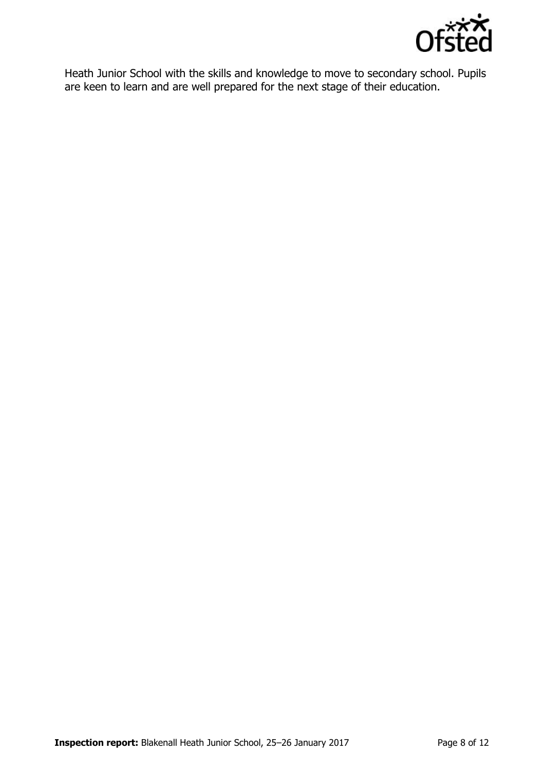Heath Junior School with the skills and knowledge to move to secondary school. Pupils are keen to learn and are well prepared for the next stage of their education.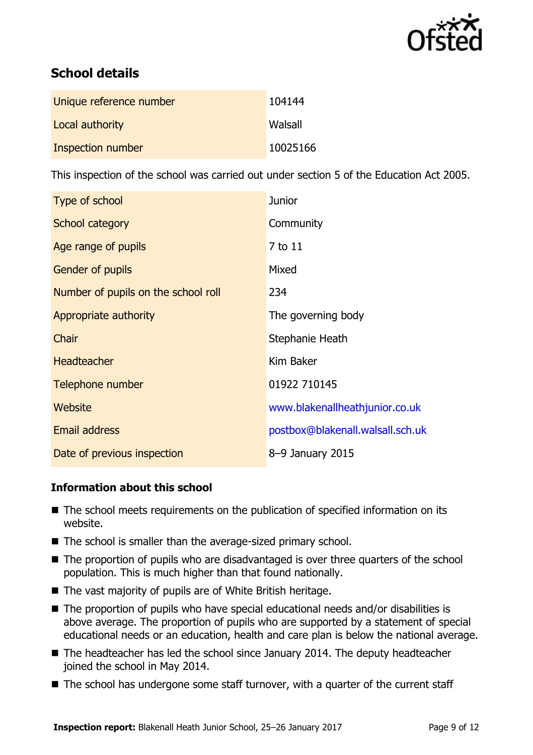## School details

| | |
|---|---|
| Unique reference number | 104144 |
| Local authority | Walsall |
| Inspection number | 10025166 |

This inspection of the school was carried out under section 5 of the Education Act 2005.

| | |
|---|---|
| Type of school | Junior |
| School category | Community |
| Age range of pupils | 7 to 11 |
| Gender of pupils | Mixed |
| Number of pupils on the school roll | 234 |
| Appropriate authority | The governing body |
| Chair | Stephanie Heath |
| Headteacher | Kim Baker |
| Telephone number | 01922 710145 |
| Website | www.blakenallheathjunior.co.uk |
| Email address | postbox@blakenall.walsall.sch.uk |
| Date of previous inspection | 8–9 January 2015 |

### Information about this school

- The school meets requirements on the publication of specified information on its website.
- The school is smaller than the average-sized primary school.
- The proportion of pupils who are disadvantaged is over three quarters of the school population. This is much higher than that found nationally.
- The vast majority of pupils are of White British heritage.
- The proportion of pupils who have special educational needs and/or disabilities is above average. The proportion of pupils who are supported by a statement of special educational needs or an education, health and care plan is below the national average.
- The headteacher has led the school since January 2014. The deputy headteacher joined the school in May 2014.
- The school has undergone some staff turnover, with a quarter of the current staff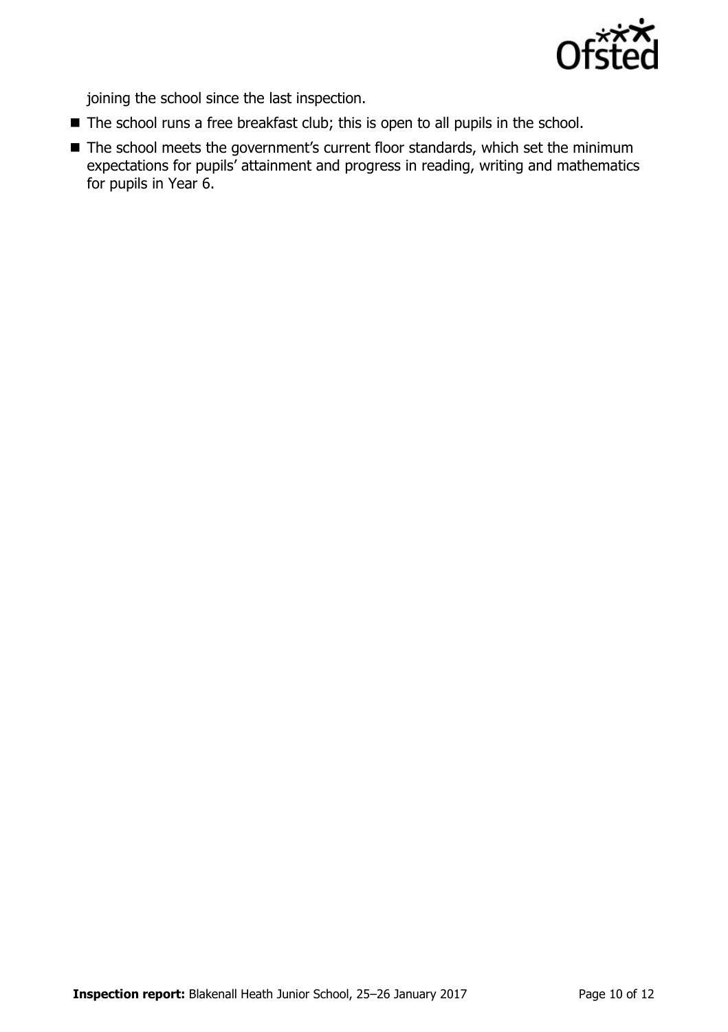joining the school since the last inspection.

- The school runs a free breakfast club; this is open to all pupils in the school.
- The school meets the government's current floor standards, which set the minimum expectations for pupils' attainment and progress in reading, writing and mathematics for pupils in Year 6.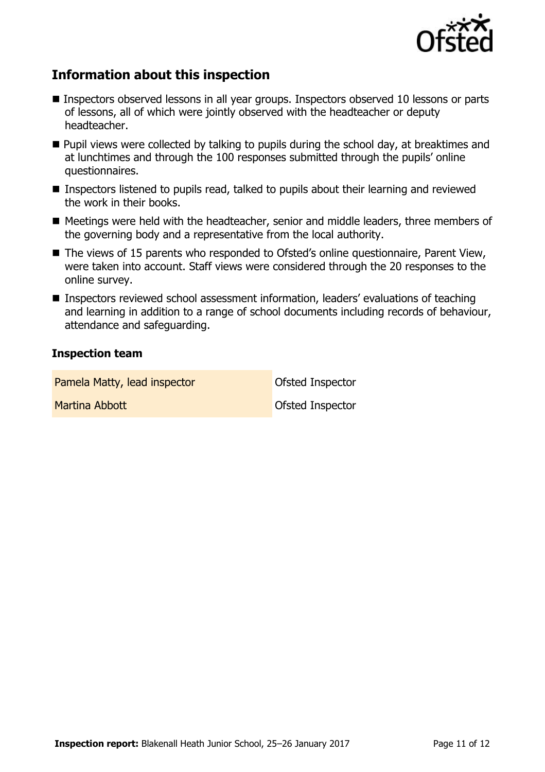## Information about this inspection

- Inspectors observed lessons in all year groups. Inspectors observed 10 lessons or parts of lessons, all of which were jointly observed with the headteacher or deputy headteacher.
- Pupil views were collected by talking to pupils during the school day, at breaktimes and at lunchtimes and through the 100 responses submitted through the pupils' online questionnaires.
- Inspectors listened to pupils read, talked to pupils about their learning and reviewed the work in their books.
- Meetings were held with the headteacher, senior and middle leaders, three members of the governing body and a representative from the local authority.
- The views of 15 parents who responded to Ofsted's online questionnaire, Parent View, were taken into account. Staff views were considered through the 20 responses to the online survey.
- Inspectors reviewed school assessment information, leaders' evaluations of teaching and learning in addition to a range of school documents including records of behaviour, attendance and safeguarding.

### Inspection team

| | |
|---|---|
| Pamela Matty, lead inspector | Ofsted Inspector |
| Martina Abbott | Ofsted Inspector |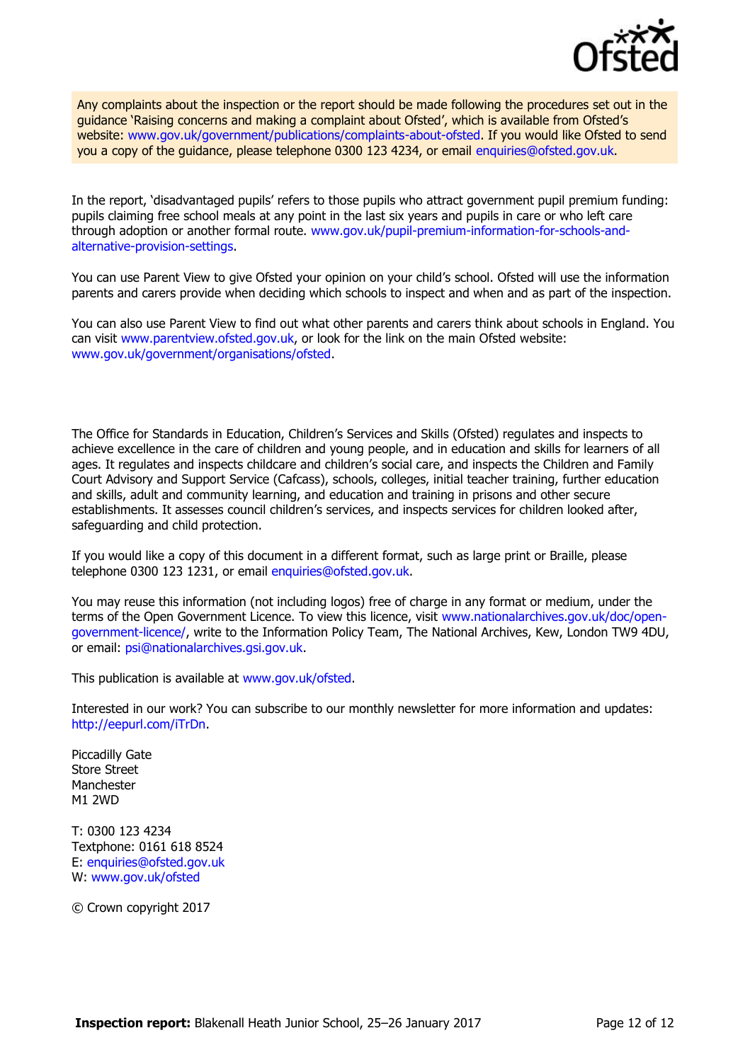Any complaints about the inspection or the report should be made following the procedures set out in the guidance 'Raising concerns and making a complaint about Ofsted', which is available from Ofsted's website: www.gov.uk/government/publications/complaints-about-ofsted. If you would like Ofsted to send you a copy of the guidance, please telephone 0300 123 4234, or email enquiries@ofsted.gov.uk.

In the report, 'disadvantaged pupils' refers to those pupils who attract government pupil premium funding: pupils claiming free school meals at any point in the last six years and pupils in care or who left care through adoption or another formal route. www.gov.uk/pupil-premium-information-for-schools-and-alternative-provision-settings.

You can use Parent View to give Ofsted your opinion on your child's school. Ofsted will use the information parents and carers provide when deciding which schools to inspect and when and as part of the inspection.

You can also use Parent View to find out what other parents and carers think about schools in England. You can visit www.parentview.ofsted.gov.uk, or look for the link on the main Ofsted website: www.gov.uk/government/organisations/ofsted.

The Office for Standards in Education, Children's Services and Skills (Ofsted) regulates and inspects to achieve excellence in the care of children and young people, and in education and skills for learners of all ages. It regulates and inspects childcare and children's social care, and inspects the Children and Family Court Advisory and Support Service (Cafcass), schools, colleges, initial teacher training, further education and skills, adult and community learning, and education and training in prisons and other secure establishments. It assesses council children's services, and inspects services for children looked after, safeguarding and child protection.

If you would like a copy of this document in a different format, such as large print or Braille, please telephone 0300 123 1231, or email enquiries@ofsted.gov.uk.

You may reuse this information (not including logos) free of charge in any format or medium, under the terms of the Open Government Licence. To view this licence, visit www.nationalarchives.gov.uk/doc/open-government-licence/, write to the Information Policy Team, The National Archives, Kew, London TW9 4DU, or email: psi@nationalarchives.gsi.gov.uk.

This publication is available at www.gov.uk/ofsted.

Interested in our work? You can subscribe to our monthly newsletter for more information and updates: http://eepurl.com/iTrDn.

Piccadilly Gate
Store Street
Manchester
M1 2WD

T: 0300 123 4234
Textphone: 0161 618 8524
E: enquiries@ofsted.gov.uk
W: www.gov.uk/ofsted

© Crown copyright 2017